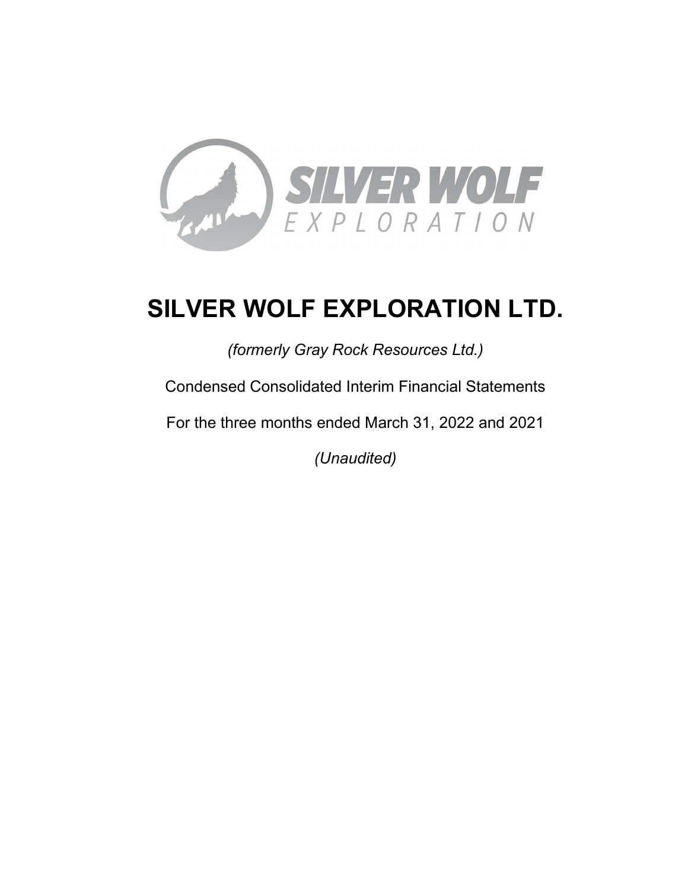# SILVER WOLF EXPLORATION LTD.

*(formerly Gray Rock Resources Ltd.)*

Condensed Consolidated Interim Financial Statements

For the three months ended March 31, 2022 and 2021

*(Unaudited)*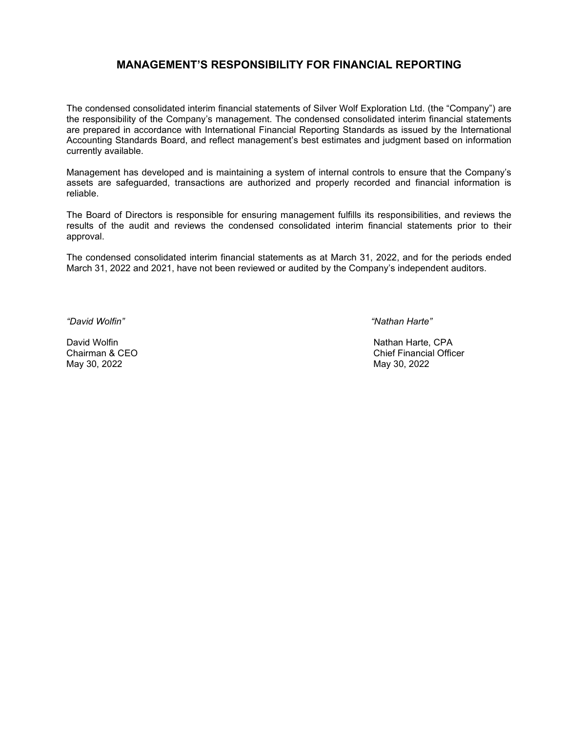# MANAGEMENT'S RESPONSIBILITY FOR FINANCIAL REPORTING

The condensed consolidated interim financial statements of Silver Wolf Exploration Ltd. (the "Company") are the responsibility of the Company's management. The condensed consolidated interim financial statements are prepared in accordance with International Financial Reporting Standards as issued by the International Accounting Standards Board, and reflect management's best estimates and judgment based on information currently available.

Management has developed and is maintaining a system of internal controls to ensure that the Company's assets are safeguarded, transactions are authorized and properly recorded and financial information is reliable.

The Board of Directors is responsible for ensuring management fulfills its responsibilities, and reviews the results of the audit and reviews the condensed consolidated interim financial statements prior to their approval.

The condensed consolidated interim financial statements as at March 31, 2022, and for the periods ended March 31, 2022 and 2021, have not been reviewed or audited by the Company's independent auditors.

*"David Wolfin"*

David Wolfin
Chairman & CEO
May 30, 2022

*"Nathan Harte"*

Nathan Harte, CPA
Chief Financial Officer
May 30, 2022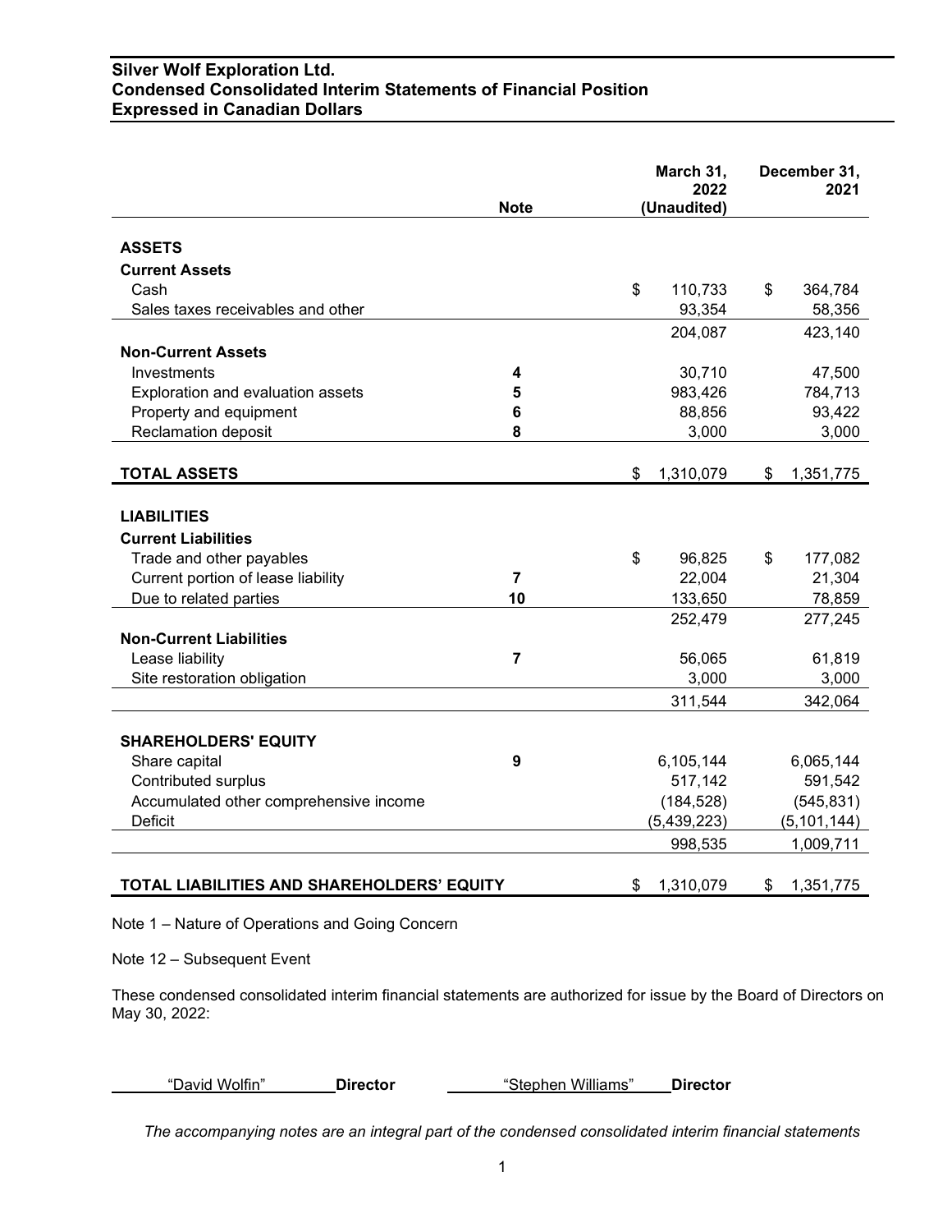# Silver Wolf Exploration Ltd.
## Condensed Consolidated Interim Statements of Financial Position
### Expressed in Canadian Dollars

| | Note | March 31, 2022 (Unaudited) | December 31, 2021 |
|---|---|---|---|
| **ASSETS** | | | |
| **Current Assets** | | | |
| Cash | | $ 110,733 | $ 364,784 |
| Sales taxes receivables and other | | 93,354 | 58,356 |
| | | 204,087 | 423,140 |
| **Non-Current Assets** | | | |
| Investments | **4** | 30,710 | 47,500 |
| Exploration and evaluation assets | **5** | 983,426 | 784,713 |
| Property and equipment | **6** | 88,856 | 93,422 |
| Reclamation deposit | **8** | 3,000 | 3,000 |
| **TOTAL ASSETS** | | $ 1,310,079 | $ 1,351,775 |
| **LIABILITIES** | | | |
| **Current Liabilities** | | | |
| Trade and other payables | | $ 96,825 | $ 177,082 |
| Current portion of lease liability | **7** | 22,004 | 21,304 |
| Due to related parties | **10** | 133,650 | 78,859 |
| | | 252,479 | 277,245 |
| **Non-Current Liabilities** | | | |
| Lease liability | **7** | 56,065 | 61,819 |
| Site restoration obligation | | 3,000 | 3,000 |
| | | 311,544 | 342,064 |
| **SHAREHOLDERS' EQUITY** | | | |
| Share capital | **9** | 6,105,144 | 6,065,144 |
| Contributed surplus | | 517,142 | 591,542 |
| Accumulated other comprehensive income | | (184,528) | (545,831) |
| Deficit | | (5,439,223) | (5,101,144) |
| | | 998,535 | 1,009,711 |
| **TOTAL LIABILITIES AND SHAREHOLDERS' EQUITY** | | $ 1,310,079 | $ 1,351,775 |

Note 1 – Nature of Operations and Going Concern

Note 12 – Subsequent Event

These condensed consolidated interim financial statements are authorized for issue by the Board of Directors on May 30, 2022:

"David Wolfin" **Director** "Stephen Williams" **Director**

*The accompanying notes are an integral part of the condensed consolidated interim financial statements*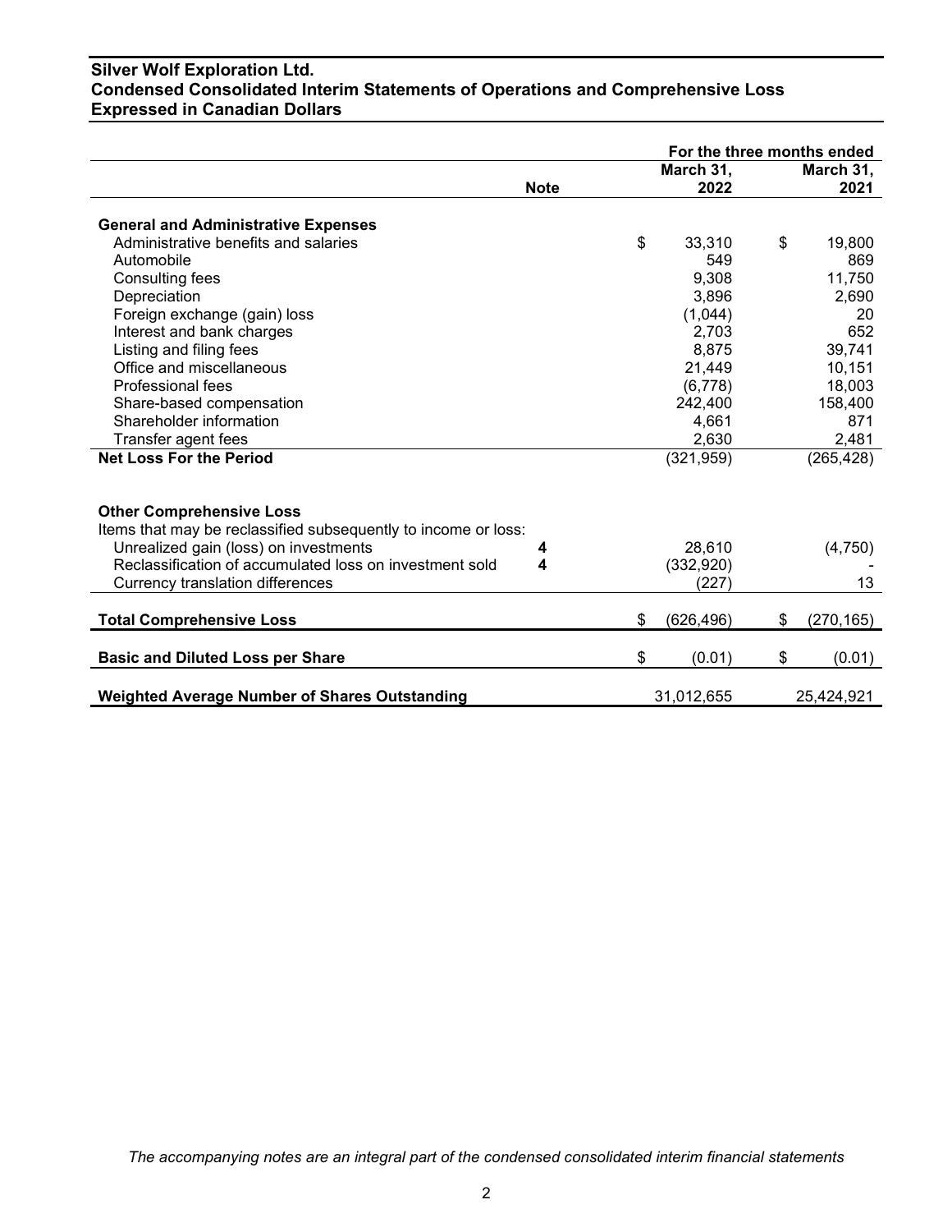**Silver Wolf Exploration Ltd.**
**Condensed Consolidated Interim Statements of Operations and Comprehensive Loss**
**Expressed in Canadian Dollars**

| | | For the three months ended | |
|---|---|---|---|
| | **Note** | **March 31, 2022** | **March 31, 2021** |
| **General and Administrative Expenses** | | | |
| Administrative benefits and salaries | | $ 33,310 | $ 19,800 |
| Automobile | | 549 | 869 |
| Consulting fees | | 9,308 | 11,750 |
| Depreciation | | 3,896 | 2,690 |
| Foreign exchange (gain) loss | | (1,044) | 20 |
| Interest and bank charges | | 2,703 | 652 |
| Listing and filing fees | | 8,875 | 39,741 |
| Office and miscellaneous | | 21,449 | 10,151 |
| Professional fees | | (6,778) | 18,003 |
| Share-based compensation | | 242,400 | 158,400 |
| Shareholder information | | 4,661 | 871 |
| Transfer agent fees | | 2,630 | 2,481 |
| **Net Loss For the Period** | | (321,959) | (265,428) |
| | | | |
| **Other Comprehensive Loss** | | | |
| Items that may be reclassified subsequently to income or loss: | | | |
| Unrealized gain (loss) on investments | **4** | 28,610 | (4,750) |
| Reclassification of accumulated loss on investment sold | **4** | (332,920) | - |
| Currency translation differences | | (227) | 13 |
| **Total Comprehensive Loss** | | $ (626,496) | $ (270,165) |
| **Basic and Diluted Loss per Share** | | $ (0.01) | $ (0.01) |
| **Weighted Average Number of Shares Outstanding** | | 31,012,655 | 25,424,921 |

*The accompanying notes are an integral part of the condensed consolidated interim financial statements*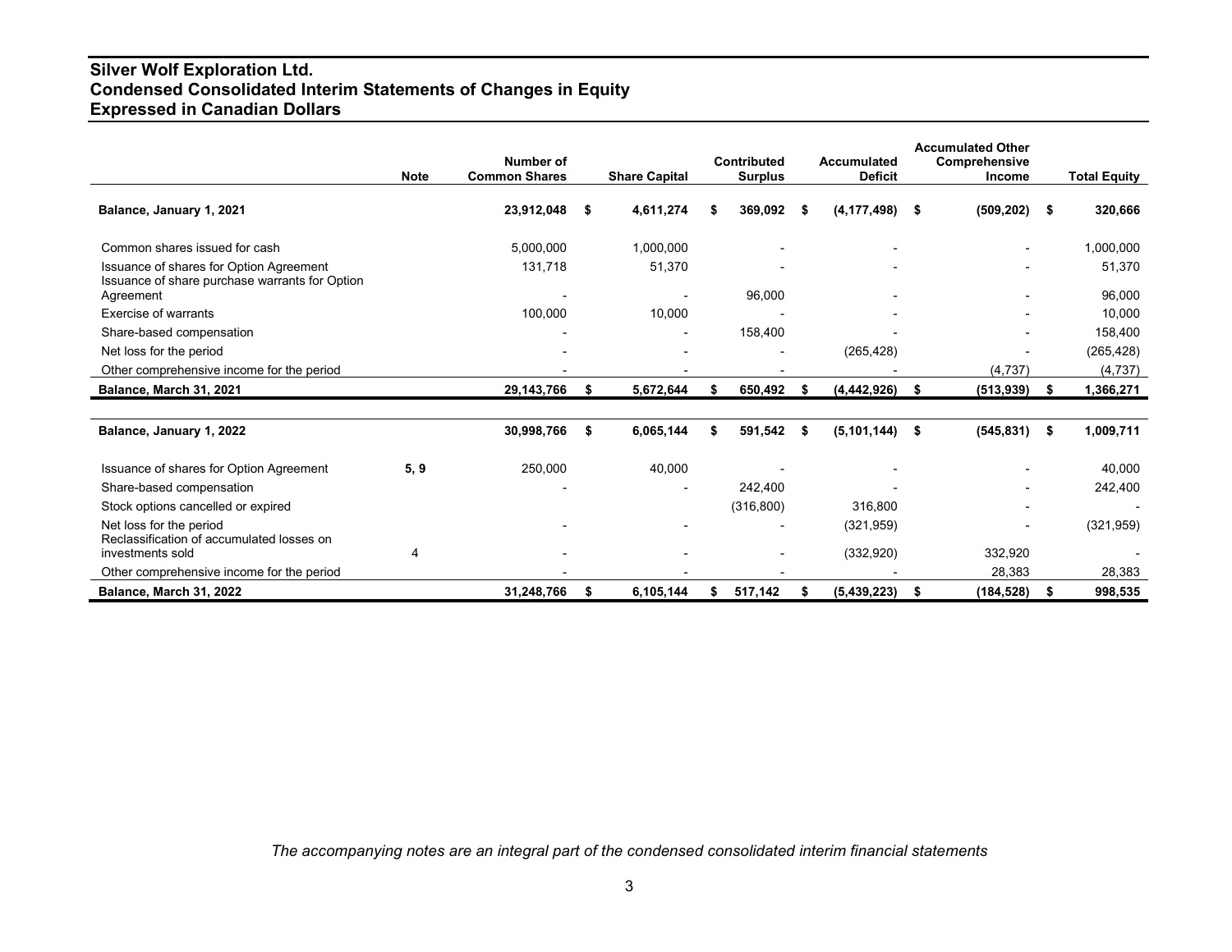# Silver Wolf Exploration Ltd.
## Condensed Consolidated Interim Statements of Changes in Equity
## Expressed in Canadian Dollars

| | Note | Number of Common Shares | Share Capital | Contributed Surplus | Accumulated Deficit | Accumulated Other Comprehensive Income | Total Equity |
|---|---|---|---|---|---|---|---|
| **Balance, January 1, 2021** | | **23,912,048** | **$ 4,611,274** | **$ 369,092** | **$ (4,177,498)** | **$ (509,202)** | **$ 320,666** |
| Common shares issued for cash | | 5,000,000 | 1,000,000 | - | - | - | 1,000,000 |
| Issuance of shares for Option Agreement | | 131,718 | 51,370 | - | - | - | 51,370 |
| Issuance of share purchase warrants for Option Agreement | | - | - | 96,000 | - | - | 96,000 |
| Exercise of warrants | | 100,000 | 10,000 | - | - | - | 10,000 |
| Share-based compensation | | - | - | 158,400 | - | - | 158,400 |
| Net loss for the period | | - | - | - | (265,428) | - | (265,428) |
| Other comprehensive income for the period | | - | - | - | - | (4,737) | (4,737) |
| **Balance, March 31, 2021** | | **29,143,766** | **$ 5,672,644** | **$ 650,492** | **$ (4,442,926)** | **$ (513,939)** | **$ 1,366,271** |
| | | | | | | | |
| **Balance, January 1, 2022** | | **30,998,766** | **$ 6,065,144** | **$ 591,542** | **$ (5,101,144)** | **$ (545,831)** | **$ 1,009,711** |
| Issuance of shares for Option Agreement | **5, 9** | 250,000 | 40,000 | - | - | - | 40,000 |
| Share-based compensation | | - | - | 242,400 | - | - | 242,400 |
| Stock options cancelled or expired | | | | (316,800) | 316,800 | - | - |
| Net loss for the period | | - | - | - | (321,959) | - | (321,959) |
| Reclassification of accumulated losses on investments sold | 4 | - | - | - | (332,920) | 332,920 | - |
| Other comprehensive income for the period | | - | - | - | - | 28,383 | 28,383 |
| **Balance, March 31, 2022** | | **31,248,766** | **$ 6,105,144** | **$ 517,142** | **$ (5,439,223)** | **$ (184,528)** | **$ 998,535** |

*The accompanying notes are an integral part of the condensed consolidated interim financial statements*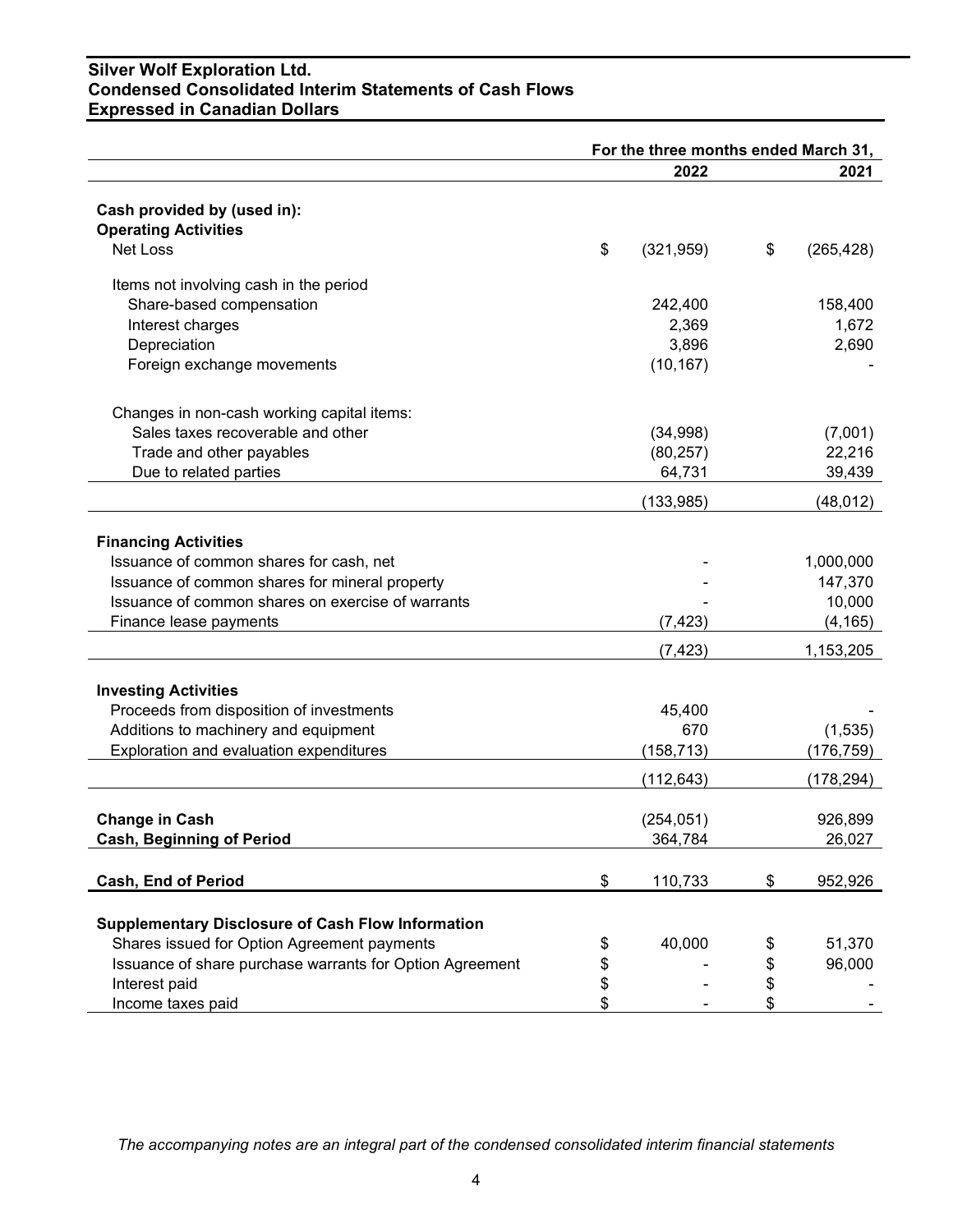**Silver Wolf Exploration Ltd.**
**Condensed Consolidated Interim Statements of Cash Flows**
**Expressed in Canadian Dollars**

| | For the three months ended March 31, | |
|---|---|---|
| | **2022** | **2021** |
| **Cash provided by (used in):** | | |
| **Operating Activities** | | |
| Net Loss | $ (321,959) | $ (265,428) |
| Items not involving cash in the period | | |
| Share-based compensation | 242,400 | 158,400 |
| Interest charges | 2,369 | 1,672 |
| Depreciation | 3,896 | 2,690 |
| Foreign exchange movements | (10,167) | - |
| Changes in non-cash working capital items: | | |
| Sales taxes recoverable and other | (34,998) | (7,001) |
| Trade and other payables | (80,257) | 22,216 |
| Due to related parties | 64,731 | 39,439 |
| | (133,985) | (48,012) |
| **Financing Activities** | | |
| Issuance of common shares for cash, net | - | 1,000,000 |
| Issuance of common shares for mineral property | - | 147,370 |
| Issuance of common shares on exercise of warrants | - | 10,000 |
| Finance lease payments | (7,423) | (4,165) |
| | (7,423) | 1,153,205 |
| **Investing Activities** | | |
| Proceeds from disposition of investments | 45,400 | - |
| Additions to machinery and equipment | 670 | (1,535) |
| Exploration and evaluation expenditures | (158,713) | (176,759) |
| | (112,643) | (178,294) |
| **Change in Cash** | (254,051) | 926,899 |
| **Cash, Beginning of Period** | 364,784 | 26,027 |
| **Cash, End of Period** | $ 110,733 | $ 952,926 |
| **Supplementary Disclosure of Cash Flow Information** | | |
| Shares issued for Option Agreement payments | $ 40,000 | $ 51,370 |
| Issuance of share purchase warrants for Option Agreement | $ - | $ 96,000 |
| Interest paid | $ - | $ - |
| Income taxes paid | $ - | $ - |

*The accompanying notes are an integral part of the condensed consolidated interim financial statements*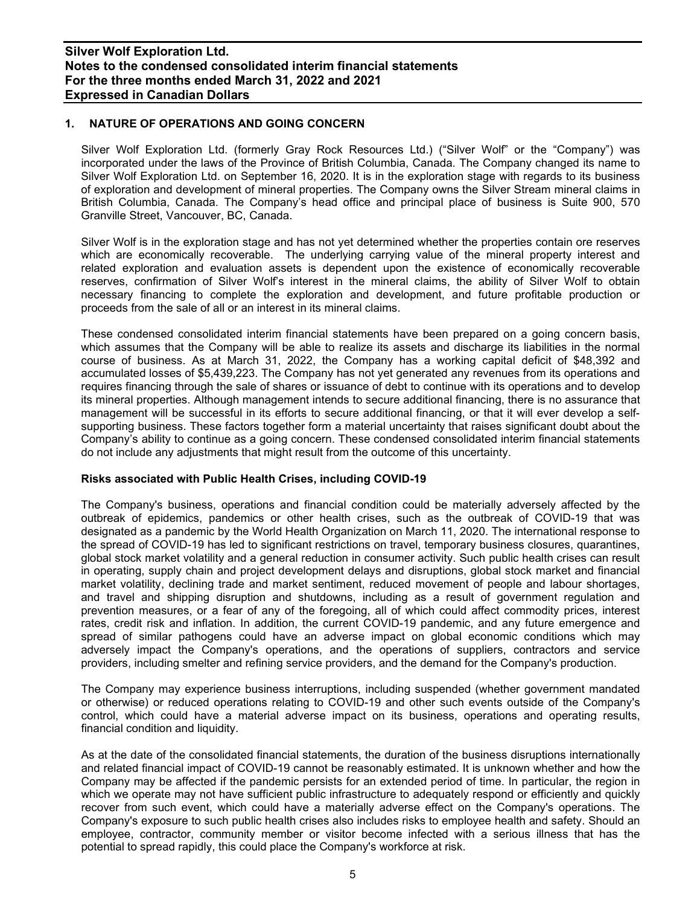## 1. NATURE OF OPERATIONS AND GOING CONCERN

Silver Wolf Exploration Ltd. (formerly Gray Rock Resources Ltd.) ("Silver Wolf" or the "Company") was incorporated under the laws of the Province of British Columbia, Canada. The Company changed its name to Silver Wolf Exploration Ltd. on September 16, 2020. It is in the exploration stage with regards to its business of exploration and development of mineral properties. The Company owns the Silver Stream mineral claims in British Columbia, Canada. The Company's head office and principal place of business is Suite 900, 570 Granville Street, Vancouver, BC, Canada.

Silver Wolf is in the exploration stage and has not yet determined whether the properties contain ore reserves which are economically recoverable. The underlying carrying value of the mineral property interest and related exploration and evaluation assets is dependent upon the existence of economically recoverable reserves, confirmation of Silver Wolf's interest in the mineral claims, the ability of Silver Wolf to obtain necessary financing to complete the exploration and development, and future profitable production or proceeds from the sale of all or an interest in its mineral claims.

These condensed consolidated interim financial statements have been prepared on a going concern basis, which assumes that the Company will be able to realize its assets and discharge its liabilities in the normal course of business. As at March 31, 2022, the Company has a working capital deficit of $48,392 and accumulated losses of $5,439,223. The Company has not yet generated any revenues from its operations and requires financing through the sale of shares or issuance of debt to continue with its operations and to develop its mineral properties. Although management intends to secure additional financing, there is no assurance that management will be successful in its efforts to secure additional financing, or that it will ever develop a self-supporting business. These factors together form a material uncertainty that raises significant doubt about the Company's ability to continue as a going concern. These condensed consolidated interim financial statements do not include any adjustments that might result from the outcome of this uncertainty.

### Risks associated with Public Health Crises, including COVID-19

The Company's business, operations and financial condition could be materially adversely affected by the outbreak of epidemics, pandemics or other health crises, such as the outbreak of COVID-19 that was designated as a pandemic by the World Health Organization on March 11, 2020. The international response to the spread of COVID-19 has led to significant restrictions on travel, temporary business closures, quarantines, global stock market volatility and a general reduction in consumer activity. Such public health crises can result in operating, supply chain and project development delays and disruptions, global stock market and financial market volatility, declining trade and market sentiment, reduced movement of people and labour shortages, and travel and shipping disruption and shutdowns, including as a result of government regulation and prevention measures, or a fear of any of the foregoing, all of which could affect commodity prices, interest rates, credit risk and inflation. In addition, the current COVID-19 pandemic, and any future emergence and spread of similar pathogens could have an adverse impact on global economic conditions which may adversely impact the Company's operations, and the operations of suppliers, contractors and service providers, including smelter and refining service providers, and the demand for the Company's production.

The Company may experience business interruptions, including suspended (whether government mandated or otherwise) or reduced operations relating to COVID-19 and other such events outside of the Company's control, which could have a material adverse impact on its business, operations and operating results, financial condition and liquidity.

As at the date of the consolidated financial statements, the duration of the business disruptions internationally and related financial impact of COVID-19 cannot be reasonably estimated. It is unknown whether and how the Company may be affected if the pandemic persists for an extended period of time. In particular, the region in which we operate may not have sufficient public infrastructure to adequately respond or efficiently and quickly recover from such event, which could have a materially adverse effect on the Company's operations. The Company's exposure to such public health crises also includes risks to employee health and safety. Should an employee, contractor, community member or visitor become infected with a serious illness that has the potential to spread rapidly, this could place the Company's workforce at risk.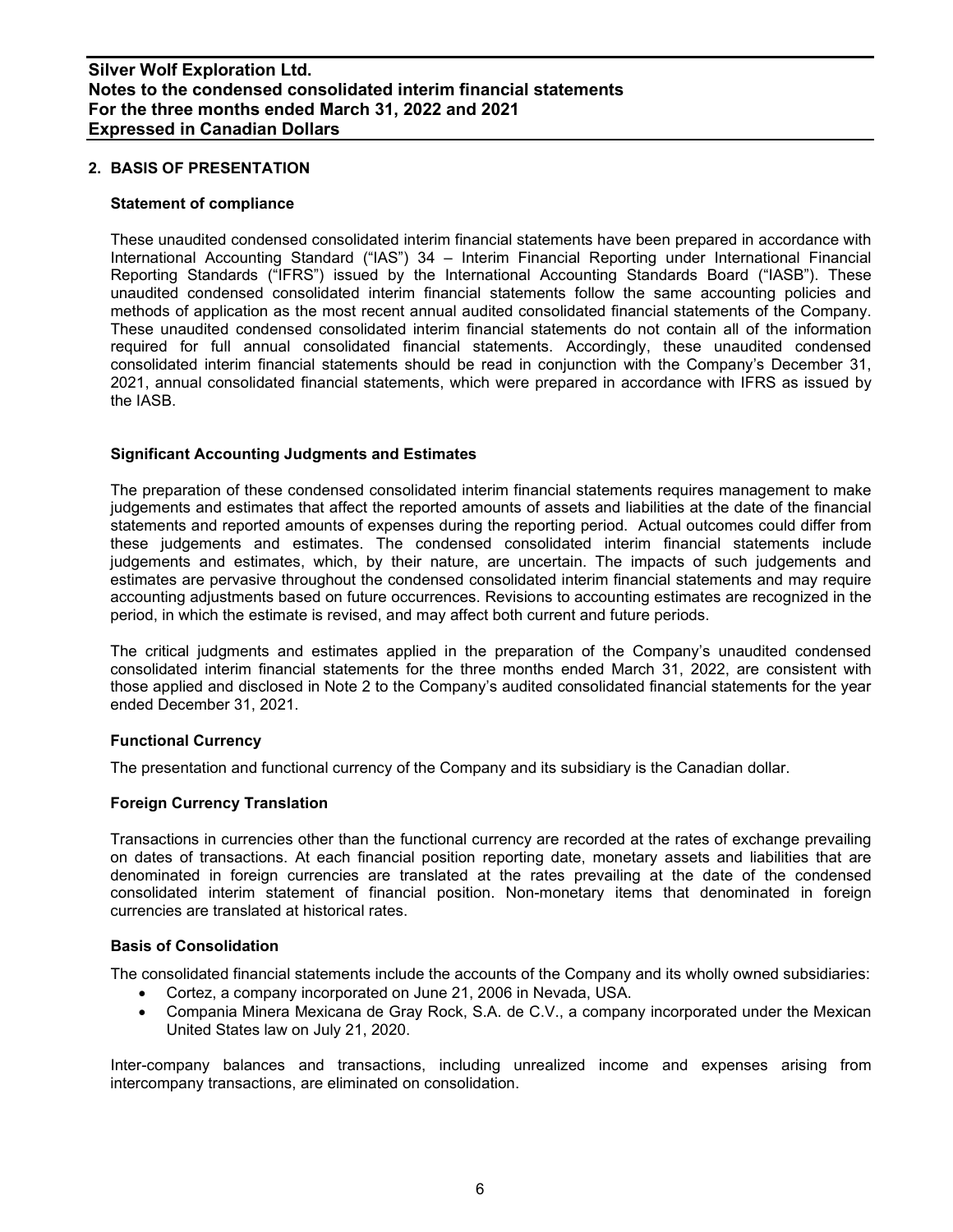## 2. BASIS OF PRESENTATION

### Statement of compliance

These unaudited condensed consolidated interim financial statements have been prepared in accordance with International Accounting Standard ("IAS") 34 – Interim Financial Reporting under International Financial Reporting Standards ("IFRS") issued by the International Accounting Standards Board ("IASB"). These unaudited condensed consolidated interim financial statements follow the same accounting policies and methods of application as the most recent annual audited consolidated financial statements of the Company. These unaudited condensed consolidated interim financial statements do not contain all of the information required for full annual consolidated financial statements. Accordingly, these unaudited condensed consolidated interim financial statements should be read in conjunction with the Company's December 31, 2021, annual consolidated financial statements, which were prepared in accordance with IFRS as issued by the IASB.

### Significant Accounting Judgments and Estimates

The preparation of these condensed consolidated interim financial statements requires management to make judgements and estimates that affect the reported amounts of assets and liabilities at the date of the financial statements and reported amounts of expenses during the reporting period. Actual outcomes could differ from these judgements and estimates. The condensed consolidated interim financial statements include judgements and estimates, which, by their nature, are uncertain. The impacts of such judgements and estimates are pervasive throughout the condensed consolidated interim financial statements and may require accounting adjustments based on future occurrences. Revisions to accounting estimates are recognized in the period, in which the estimate is revised, and may affect both current and future periods.

The critical judgments and estimates applied in the preparation of the Company's unaudited condensed consolidated interim financial statements for the three months ended March 31, 2022, are consistent with those applied and disclosed in Note 2 to the Company's audited consolidated financial statements for the year ended December 31, 2021.

### Functional Currency

The presentation and functional currency of the Company and its subsidiary is the Canadian dollar.

### Foreign Currency Translation

Transactions in currencies other than the functional currency are recorded at the rates of exchange prevailing on dates of transactions. At each financial position reporting date, monetary assets and liabilities that are denominated in foreign currencies are translated at the rates prevailing at the date of the condensed consolidated interim statement of financial position. Non-monetary items that denominated in foreign currencies are translated at historical rates.

### Basis of Consolidation

The consolidated financial statements include the accounts of the Company and its wholly owned subsidiaries:

- Cortez, a company incorporated on June 21, 2006 in Nevada, USA.
- Compania Minera Mexicana de Gray Rock, S.A. de C.V., a company incorporated under the Mexican United States law on July 21, 2020.

Inter-company balances and transactions, including unrealized income and expenses arising from intercompany transactions, are eliminated on consolidation.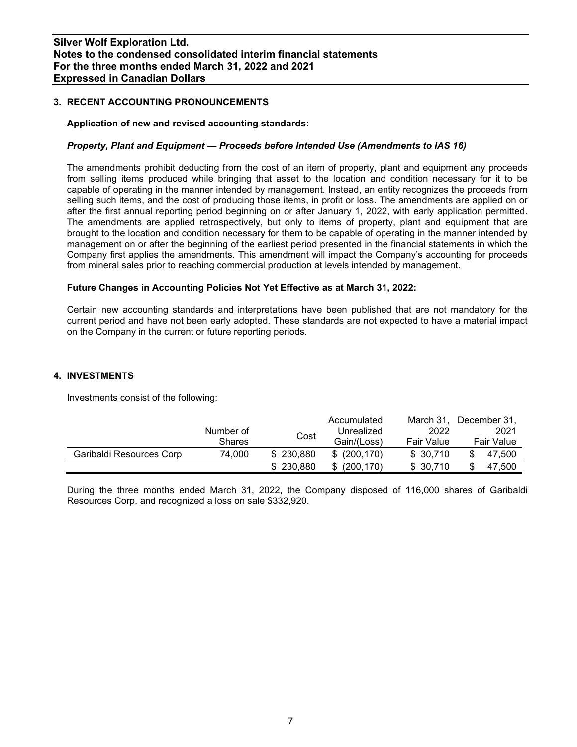## 3. RECENT ACCOUNTING PRONOUNCEMENTS

**Application of new and revised accounting standards:**

***Property, Plant and Equipment — Proceeds before Intended Use (Amendments to IAS 16)***

The amendments prohibit deducting from the cost of an item of property, plant and equipment any proceeds from selling items produced while bringing that asset to the location and condition necessary for it to be capable of operating in the manner intended by management. Instead, an entity recognizes the proceeds from selling such items, and the cost of producing those items, in profit or loss. The amendments are applied on or after the first annual reporting period beginning on or after January 1, 2022, with early application permitted. The amendments are applied retrospectively, but only to items of property, plant and equipment that are brought to the location and condition necessary for them to be capable of operating in the manner intended by management on or after the beginning of the earliest period presented in the financial statements in which the Company first applies the amendments. This amendment will impact the Company's accounting for proceeds from mineral sales prior to reaching commercial production at levels intended by management.

**Future Changes in Accounting Policies Not Yet Effective as at March 31, 2022:**

Certain new accounting standards and interpretations have been published that are not mandatory for the current period and have not been early adopted. These standards are not expected to have a material impact on the Company in the current or future reporting periods.

## 4. INVESTMENTS

Investments consist of the following:

| | Number of Shares | Cost | Accumulated Unrealized Gain/(Loss) | March 31, 2022 Fair Value | December 31, 2021 Fair Value |
|---|---|---|---|---|---|
| Garibaldi Resources Corp | 74,000 | $ 230,880 | $ (200,170) | $ 30,710 | $ 47,500 |
| | | $ 230,880 | $ (200,170) | $ 30,710 | $ 47,500 |

During the three months ended March 31, 2022, the Company disposed of 116,000 shares of Garibaldi Resources Corp. and recognized a loss on sale $332,920.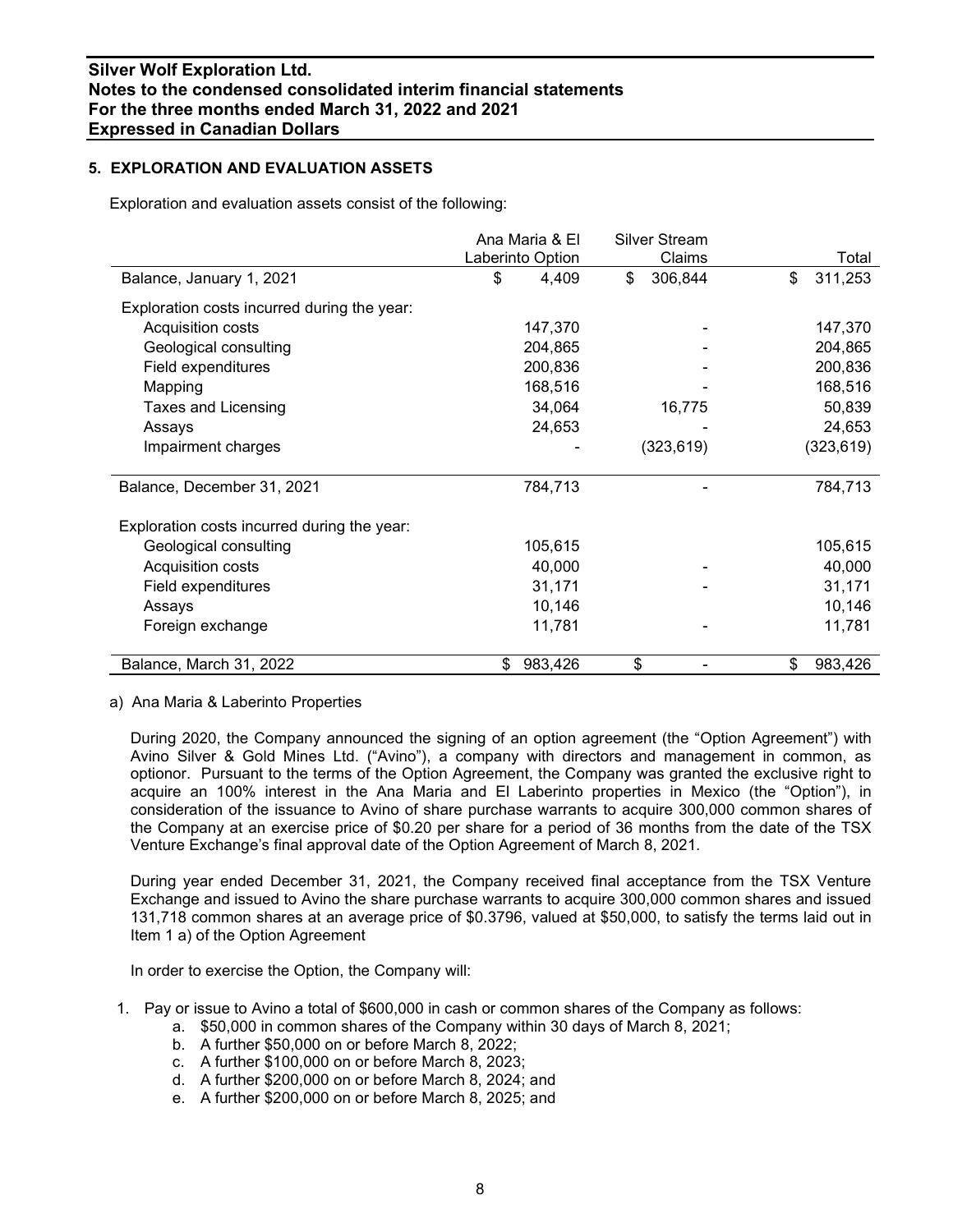## 5. EXPLORATION AND EVALUATION ASSETS

Exploration and evaluation assets consist of the following:

| | Ana Maria & El Laberinto Option | Silver Stream Claims | Total |
|---|---|---|---|
| Balance, January 1, 2021 | $ 4,409 | $ 306,844 | $ 311,253 |
| Exploration costs incurred during the year: | | | |
| Acquisition costs | 147,370 | - | 147,370 |
| Geological consulting | 204,865 | - | 204,865 |
| Field expenditures | 200,836 | - | 200,836 |
| Mapping | 168,516 | - | 168,516 |
| Taxes and Licensing | 34,064 | 16,775 | 50,839 |
| Assays | 24,653 | - | 24,653 |
| Impairment charges | - | (323,619) | (323,619) |
| Balance, December 31, 2021 | 784,713 | - | 784,713 |
| Exploration costs incurred during the year: | | | |
| Geological consulting | 105,615 | | 105,615 |
| Acquisition costs | 40,000 | - | 40,000 |
| Field expenditures | 31,171 | - | 31,171 |
| Assays | 10,146 | | 10,146 |
| Foreign exchange | 11,781 | - | 11,781 |
| Balance, March 31, 2022 | $ 983,426 | $ - | $ 983,426 |

a) Ana Maria & Laberinto Properties

During 2020, the Company announced the signing of an option agreement (the "Option Agreement") with Avino Silver & Gold Mines Ltd. ("Avino"), a company with directors and management in common, as optionor. Pursuant to the terms of the Option Agreement, the Company was granted the exclusive right to acquire an 100% interest in the Ana Maria and El Laberinto properties in Mexico (the "Option"), in consideration of the issuance to Avino of share purchase warrants to acquire 300,000 common shares of the Company at an exercise price of $0.20 per share for a period of 36 months from the date of the TSX Venture Exchange's final approval date of the Option Agreement of March 8, 2021.

During year ended December 31, 2021, the Company received final acceptance from the TSX Venture Exchange and issued to Avino the share purchase warrants to acquire 300,000 common shares and issued 131,718 common shares at an average price of $0.3796, valued at $50,000, to satisfy the terms laid out in Item 1 a) of the Option Agreement

In order to exercise the Option, the Company will:

1. Pay or issue to Avino a total of $600,000 in cash or common shares of the Company as follows:
   a. $50,000 in common shares of the Company within 30 days of March 8, 2021;
   b. A further $50,000 on or before March 8, 2022;
   c. A further $100,000 on or before March 8, 2023;
   d. A further $200,000 on or before March 8, 2024; and
   e. A further $200,000 on or before March 8, 2025; and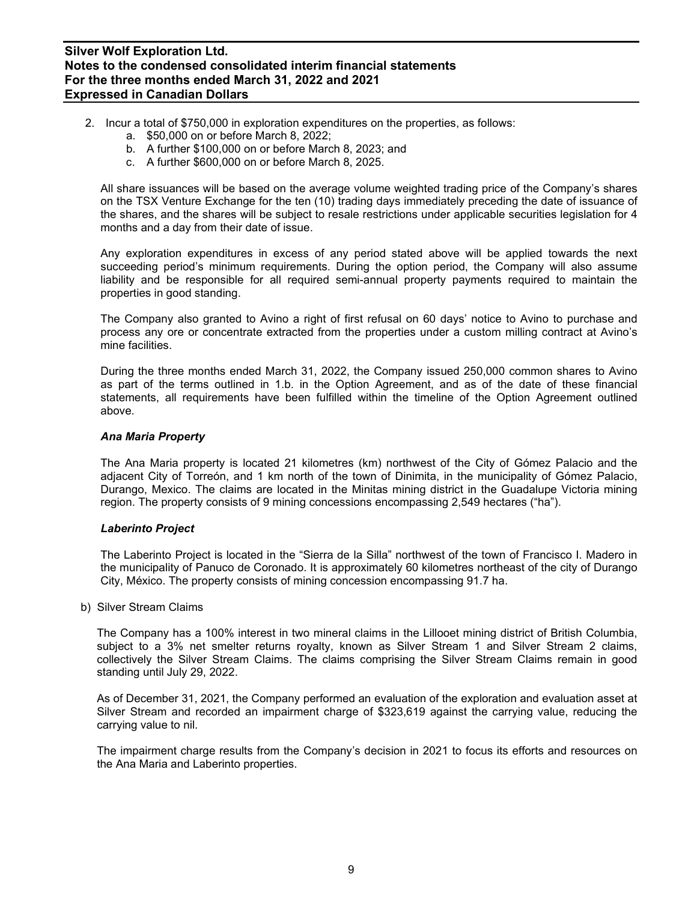2. Incur a total of $750,000 in exploration expenditures on the properties, as follows:
    a. $50,000 on or before March 8, 2022;
    b. A further $100,000 on or before March 8, 2023; and
    c. A further $600,000 on or before March 8, 2025.

All share issuances will be based on the average volume weighted trading price of the Company's shares on the TSX Venture Exchange for the ten (10) trading days immediately preceding the date of issuance of the shares, and the shares will be subject to resale restrictions under applicable securities legislation for 4 months and a day from their date of issue.

Any exploration expenditures in excess of any period stated above will be applied towards the next succeeding period's minimum requirements. During the option period, the Company will also assume liability and be responsible for all required semi-annual property payments required to maintain the properties in good standing.

The Company also granted to Avino a right of first refusal on 60 days' notice to Avino to purchase and process any ore or concentrate extracted from the properties under a custom milling contract at Avino's mine facilities.

During the three months ended March 31, 2022, the Company issued 250,000 common shares to Avino as part of the terms outlined in 1.b. in the Option Agreement, and as of the date of these financial statements, all requirements have been fulfilled within the timeline of the Option Agreement outlined above.

***Ana Maria Property***

The Ana Maria property is located 21 kilometres (km) northwest of the City of Gómez Palacio and the adjacent City of Torreón, and 1 km north of the town of Dinimita, in the municipality of Gómez Palacio, Durango, Mexico. The claims are located in the Minitas mining district in the Guadalupe Victoria mining region. The property consists of 9 mining concessions encompassing 2,549 hectares ("ha").

***Laberinto Project***

The Laberinto Project is located in the "Sierra de la Silla" northwest of the town of Francisco I. Madero in the municipality of Panuco de Coronado. It is approximately 60 kilometres northeast of the city of Durango City, México. The property consists of mining concession encompassing 91.7 ha.

b) Silver Stream Claims

The Company has a 100% interest in two mineral claims in the Lillooet mining district of British Columbia, subject to a 3% net smelter returns royalty, known as Silver Stream 1 and Silver Stream 2 claims, collectively the Silver Stream Claims. The claims comprising the Silver Stream Claims remain in good standing until July 29, 2022.

As of December 31, 2021, the Company performed an evaluation of the exploration and evaluation asset at Silver Stream and recorded an impairment charge of $323,619 against the carrying value, reducing the carrying value to nil.

The impairment charge results from the Company's decision in 2021 to focus its efforts and resources on the Ana Maria and Laberinto properties.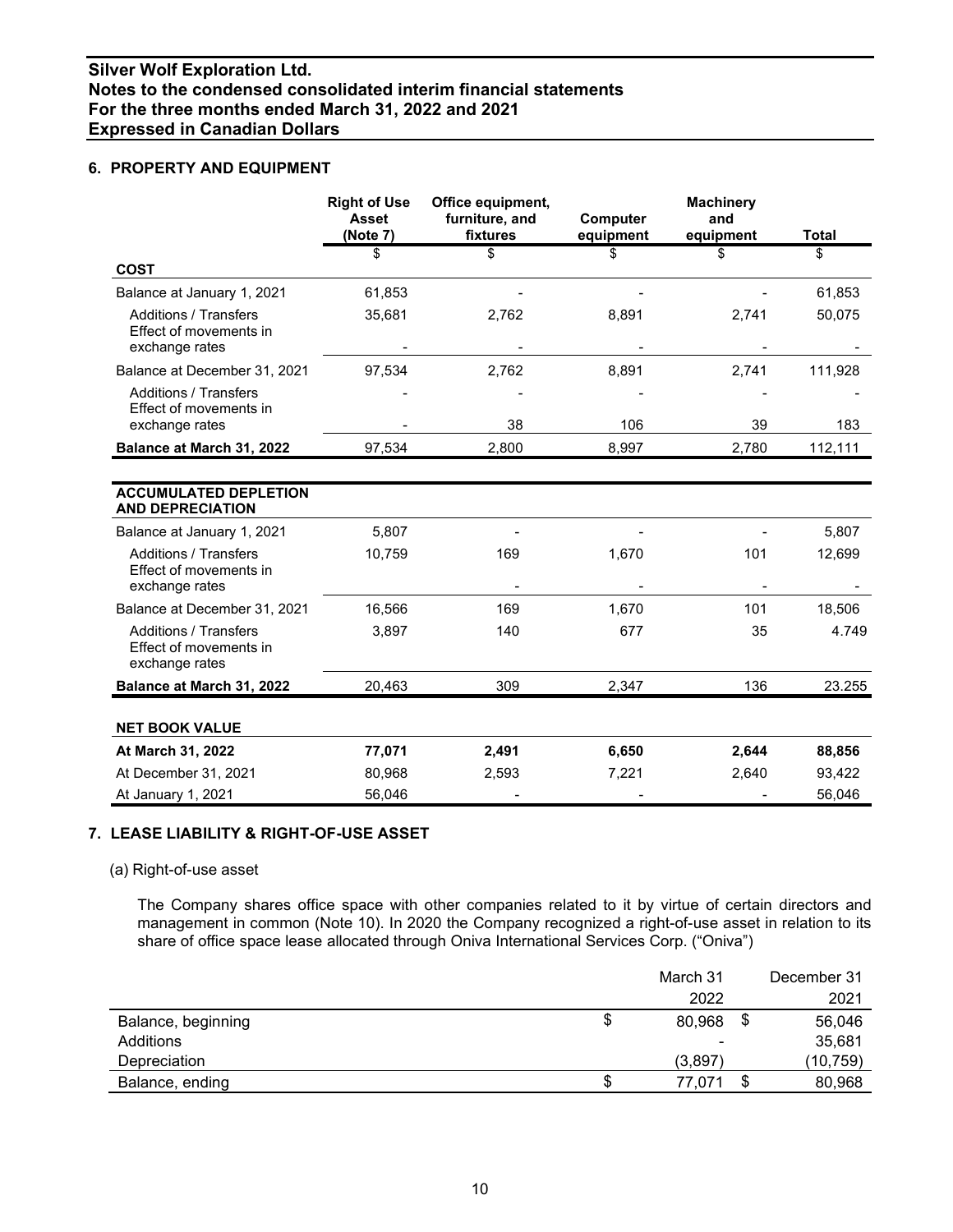## 6. PROPERTY AND EQUIPMENT

| | Right of Use Asset (Note 7) | Office equipment, furniture, and fixtures | Computer equipment | Machinery and equipment | Total |
|---|---|---|---|---|---|
| | $ | $ | $ | $ | $ |
| **COST** | | | | | |
| Balance at January 1, 2021 | 61,853 | - | - | - | 61,853 |
| Additions / Transfers | 35,681 | 2,762 | 8,891 | 2,741 | 50,075 |
| Effect of movements in exchange rates | - | - | - | - | - |
| Balance at December 31, 2021 | 97,534 | 2,762 | 8,891 | 2,741 | 111,928 |
| Additions / Transfers | - | - | - | - | - |
| Effect of movements in exchange rates | - | 38 | 106 | 39 | 183 |
| **Balance at March 31, 2022** | 97,534 | 2,800 | 8,997 | 2,780 | 112,111 |
| **ACCUMULATED DEPLETION AND DEPRECIATION** | | | | | |
| Balance at January 1, 2021 | 5,807 | - | - | - | 5,807 |
| Additions / Transfers | 10,759 | 169 | 1,670 | 101 | 12,699 |
| Effect of movements in exchange rates | | - | - | - | - |
| Balance at December 31, 2021 | 16,566 | 169 | 1,670 | 101 | 18,506 |
| Additions / Transfers | 3,897 | 140 | 677 | 35 | 4.749 |
| Effect of movements in exchange rates | | | | | |
| **Balance at March 31, 2022** | 20,463 | 309 | 2,347 | 136 | 23.255 |
| **NET BOOK VALUE** | | | | | |
| **At March 31, 2022** | **77,071** | **2,491** | **6,650** | **2,644** | **88,856** |
| At December 31, 2021 | 80,968 | 2,593 | 7,221 | 2,640 | 93,422 |
| At January 1, 2021 | 56,046 | - | - | - | 56,046 |

## 7. LEASE LIABILITY & RIGHT-OF-USE ASSET

(a) Right-of-use asset

The Company shares office space with other companies related to it by virtue of certain directors and management in common (Note 10). In 2020 the Company recognized a right-of-use asset in relation to its share of office space lease allocated through Oniva International Services Corp. ("Oniva")

| | March 31 2022 | December 31 2021 |
|---|---|---|
| Balance, beginning | $ 80,968 | $ 56,046 |
| Additions | - | 35,681 |
| Depreciation | (3,897) | (10,759) |
| Balance, ending | $ 77,071 | $ 80,968 |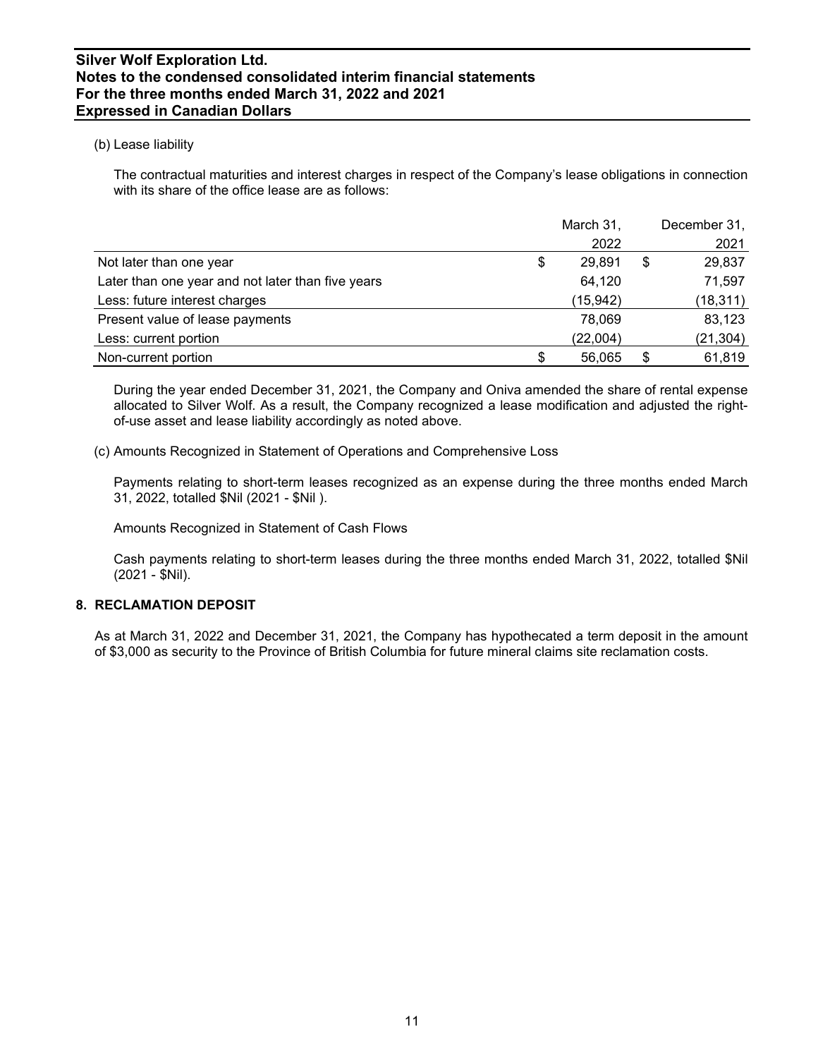(b) Lease liability

The contractual maturities and interest charges in respect of the Company's lease obligations in connection with its share of the office lease are as follows:

| | March 31, 2022 | December 31, 2021 |
|---|---|---|
| Not later than one year | $ 29,891 | $ 29,837 |
| Later than one year and not later than five years | 64,120 | 71,597 |
| Less: future interest charges | (15,942) | (18,311) |
| Present value of lease payments | 78,069 | 83,123 |
| Less: current portion | (22,004) | (21,304) |
| Non-current portion | $ 56,065 | $ 61,819 |

During the year ended December 31, 2021, the Company and Oniva amended the share of rental expense allocated to Silver Wolf. As a result, the Company recognized a lease modification and adjusted the right-of-use asset and lease liability accordingly as noted above.

(c) Amounts Recognized in Statement of Operations and Comprehensive Loss

Payments relating to short-term leases recognized as an expense during the three months ended March 31, 2022, totalled $Nil (2021 - $Nil ).

Amounts Recognized in Statement of Cash Flows

Cash payments relating to short-term leases during the three months ended March 31, 2022, totalled $Nil (2021 - $Nil).

## 8. RECLAMATION DEPOSIT

As at March 31, 2022 and December 31, 2021, the Company has hypothecated a term deposit in the amount of $3,000 as security to the Province of British Columbia for future mineral claims site reclamation costs.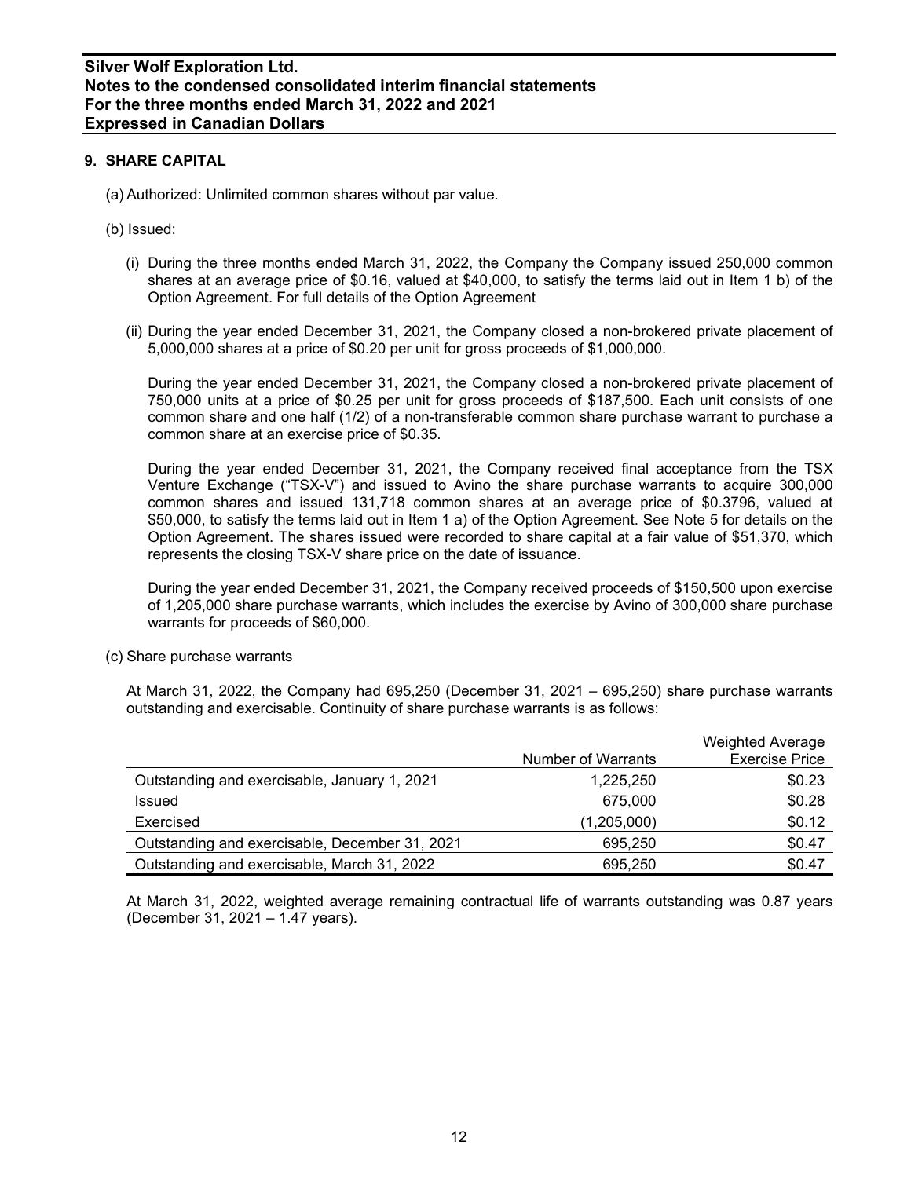## 9. SHARE CAPITAL

(a) Authorized: Unlimited common shares without par value.

(b) Issued:

(i) During the three months ended March 31, 2022, the Company the Company issued 250,000 common shares at an average price of $0.16, valued at $40,000, to satisfy the terms laid out in Item 1 b) of the Option Agreement. For full details of the Option Agreement

(ii) During the year ended December 31, 2021, the Company closed a non-brokered private placement of 5,000,000 shares at a price of $0.20 per unit for gross proceeds of $1,000,000.

During the year ended December 31, 2021, the Company closed a non-brokered private placement of 750,000 units at a price of $0.25 per unit for gross proceeds of $187,500. Each unit consists of one common share and one half (1/2) of a non-transferable common share purchase warrant to purchase a common share at an exercise price of $0.35.

During the year ended December 31, 2021, the Company received final acceptance from the TSX Venture Exchange ("TSX-V") and issued to Avino the share purchase warrants to acquire 300,000 common shares and issued 131,718 common shares at an average price of $0.3796, valued at $50,000, to satisfy the terms laid out in Item 1 a) of the Option Agreement. See Note 5 for details on the Option Agreement. The shares issued were recorded to share capital at a fair value of $51,370, which represents the closing TSX-V share price on the date of issuance.

During the year ended December 31, 2021, the Company received proceeds of $150,500 upon exercise of 1,205,000 share purchase warrants, which includes the exercise by Avino of 300,000 share purchase warrants for proceeds of $60,000.

(c) Share purchase warrants

At March 31, 2022, the Company had 695,250 (December 31, 2021 – 695,250) share purchase warrants outstanding and exercisable. Continuity of share purchase warrants is as follows:

| | Number of Warrants | Weighted Average Exercise Price |
|---|---|---|
| Outstanding and exercisable, January 1, 2021 | 1,225,250 | $0.23 |
| Issued | 675,000 | $0.28 |
| Exercised | (1,205,000) | $0.12 |
| Outstanding and exercisable, December 31, 2021 | 695,250 | $0.47 |
| Outstanding and exercisable, March 31, 2022 | 695,250 | $0.47 |

At March 31, 2022, weighted average remaining contractual life of warrants outstanding was 0.87 years (December 31, 2021 – 1.47 years).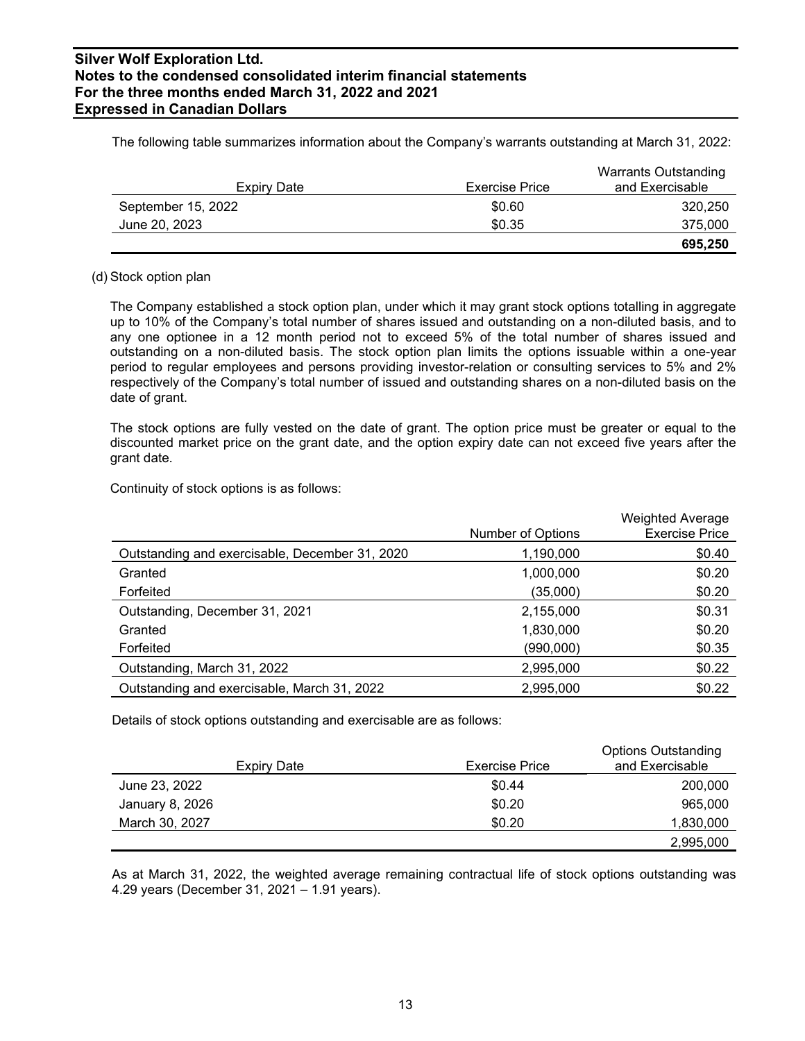The following table summarizes information about the Company's warrants outstanding at March 31, 2022:

| Expiry Date | Exercise Price | Warrants Outstanding and Exercisable |
|---|---|---|
| September 15, 2022 | $0.60 | 320,250 |
| June 20, 2023 | $0.35 | 375,000 |
| | | **695,250** |

(d) Stock option plan

The Company established a stock option plan, under which it may grant stock options totalling in aggregate up to 10% of the Company's total number of shares issued and outstanding on a non-diluted basis, and to any one optionee in a 12 month period not to exceed 5% of the total number of shares issued and outstanding on a non-diluted basis. The stock option plan limits the options issuable within a one-year period to regular employees and persons providing investor-relation or consulting services to 5% and 2% respectively of the Company's total number of issued and outstanding shares on a non-diluted basis on the date of grant.

The stock options are fully vested on the date of grant. The option price must be greater or equal to the discounted market price on the grant date, and the option expiry date can not exceed five years after the grant date.

Continuity of stock options is as follows:

| | Number of Options | Weighted Average Exercise Price |
|---|---|---|
| Outstanding and exercisable, December 31, 2020 | 1,190,000 | $0.40 |
| Granted | 1,000,000 | $0.20 |
| Forfeited | (35,000) | $0.20 |
| Outstanding, December 31, 2021 | 2,155,000 | $0.31 |
| Granted | 1,830,000 | $0.20 |
| Forfeited | (990,000) | $0.35 |
| Outstanding, March 31, 2022 | 2,995,000 | $0.22 |
| Outstanding and exercisable, March 31, 2022 | 2,995,000 | $0.22 |

Details of stock options outstanding and exercisable are as follows:

| Expiry Date | Exercise Price | Options Outstanding and Exercisable |
|---|---|---|
| June 23, 2022 | $0.44 | 200,000 |
| January 8, 2026 | $0.20 | 965,000 |
| March 30, 2027 | $0.20 | 1,830,000 |
| | | 2,995,000 |

As at March 31, 2022, the weighted average remaining contractual life of stock options outstanding was 4.29 years (December 31, 2021 – 1.91 years).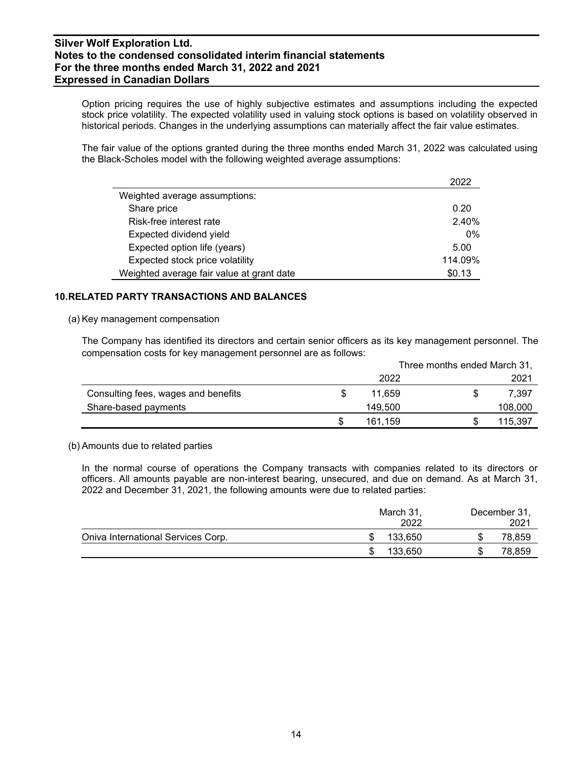Option pricing requires the use of highly subjective estimates and assumptions including the expected stock price volatility. The expected volatility used in valuing stock options is based on volatility observed in historical periods. Changes in the underlying assumptions can materially affect the fair value estimates.

The fair value of the options granted during the three months ended March 31, 2022 was calculated using the Black-Scholes model with the following weighted average assumptions:

| | 2022 |
|---|---|
| Weighted average assumptions: | |
| Share price | 0.20 |
| Risk-free interest rate | 2.40% |
| Expected dividend yield | 0% |
| Expected option life (years) | 5.00 |
| Expected stock price volatility | 114.09% |
| Weighted average fair value at grant date | $0.13 |

## 10. RELATED PARTY TRANSACTIONS AND BALANCES

(a) Key management compensation

The Company has identified its directors and certain senior officers as its key management personnel. The compensation costs for key management personnel are as follows:

| | Three months ended March 31, | |
|---|---|---|
| | 2022 | 2021 |
| Consulting fees, wages and benefits | $ 11,659 | $ 7,397 |
| Share-based payments | 149,500 | 108,000 |
| | $ 161,159 | $ 115,397 |

(b) Amounts due to related parties

In the normal course of operations the Company transacts with companies related to its directors or officers. All amounts payable are non-interest bearing, unsecured, and due on demand. As at March 31, 2022 and December 31, 2021, the following amounts were due to related parties:

| | March 31, 2022 | December 31, 2021 |
|---|---|---|
| Oniva International Services Corp. | $ 133,650 | $ 78,859 |
| | $ 133,650 | $ 78,859 |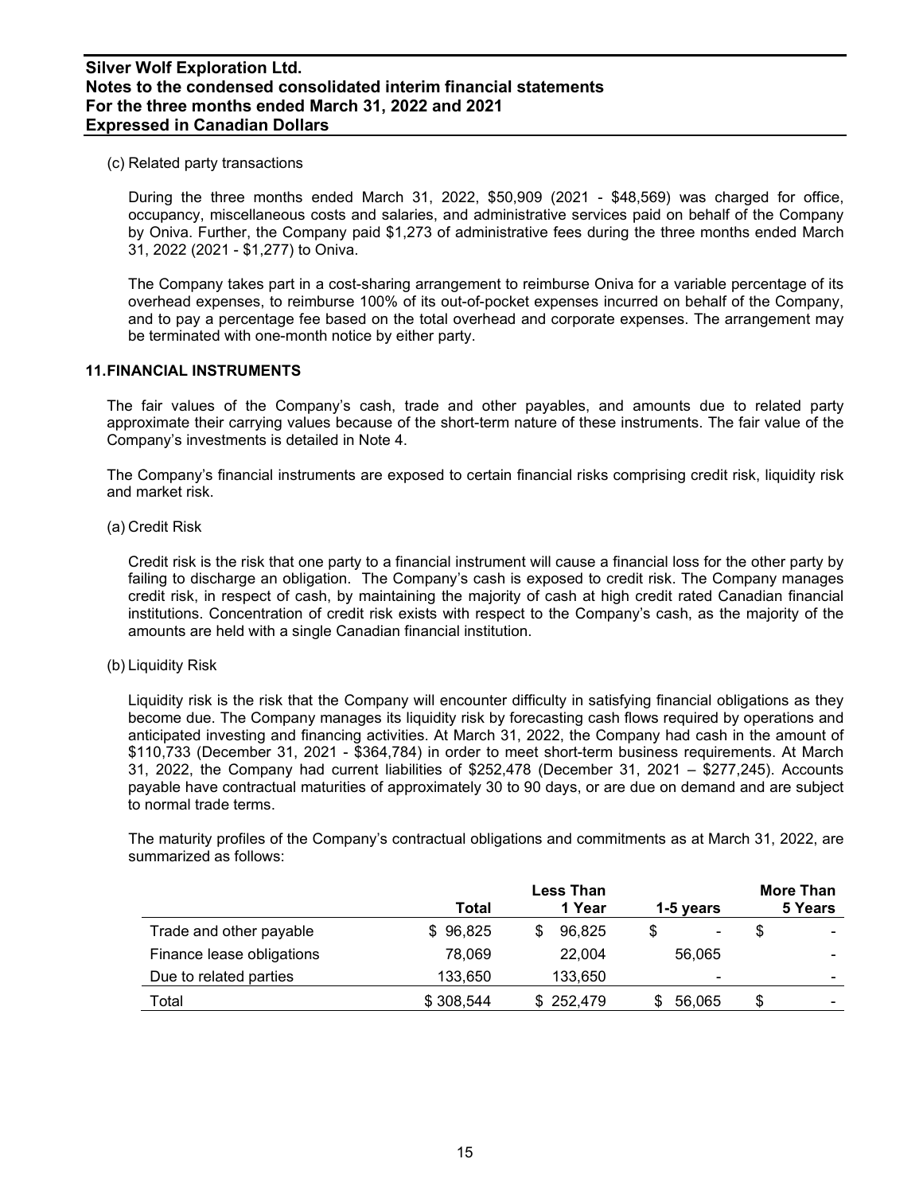(c) Related party transactions

During the three months ended March 31, 2022, $50,909 (2021 - $48,569) was charged for office, occupancy, miscellaneous costs and salaries, and administrative services paid on behalf of the Company by Oniva. Further, the Company paid $1,273 of administrative fees during the three months ended March 31, 2022 (2021 - $1,277) to Oniva.

The Company takes part in a cost-sharing arrangement to reimburse Oniva for a variable percentage of its overhead expenses, to reimburse 100% of its out-of-pocket expenses incurred on behalf of the Company, and to pay a percentage fee based on the total overhead and corporate expenses. The arrangement may be terminated with one-month notice by either party.

## 11. FINANCIAL INSTRUMENTS

The fair values of the Company's cash, trade and other payables, and amounts due to related party approximate their carrying values because of the short-term nature of these instruments. The fair value of the Company's investments is detailed in Note 4.

The Company's financial instruments are exposed to certain financial risks comprising credit risk, liquidity risk and market risk.

(a) Credit Risk

Credit risk is the risk that one party to a financial instrument will cause a financial loss for the other party by failing to discharge an obligation. The Company's cash is exposed to credit risk. The Company manages credit risk, in respect of cash, by maintaining the majority of cash at high credit rated Canadian financial institutions. Concentration of credit risk exists with respect to the Company's cash, as the majority of the amounts are held with a single Canadian financial institution.

(b) Liquidity Risk

Liquidity risk is the risk that the Company will encounter difficulty in satisfying financial obligations as they become due. The Company manages its liquidity risk by forecasting cash flows required by operations and anticipated investing and financing activities. At March 31, 2022, the Company had cash in the amount of $110,733 (December 31, 2021 - $364,784) in order to meet short-term business requirements. At March 31, 2022, the Company had current liabilities of $252,478 (December 31, 2021 – $277,245). Accounts payable have contractual maturities of approximately 30 to 90 days, or are due on demand and are subject to normal trade terms.

The maturity profiles of the Company's contractual obligations and commitments as at March 31, 2022, are summarized as follows:

| | Total | Less Than 1 Year | 1-5 years | More Than 5 Years |
|---|---|---|---|---|
| Trade and other payable | $ 96,825 | $ 96,825 | $ - | $ - |
| Finance lease obligations | 78,069 | 22,004 | 56,065 | - |
| Due to related parties | 133,650 | 133,650 | - | - |
| Total | $ 308,544 | $ 252,479 | $ 56,065 | $ - |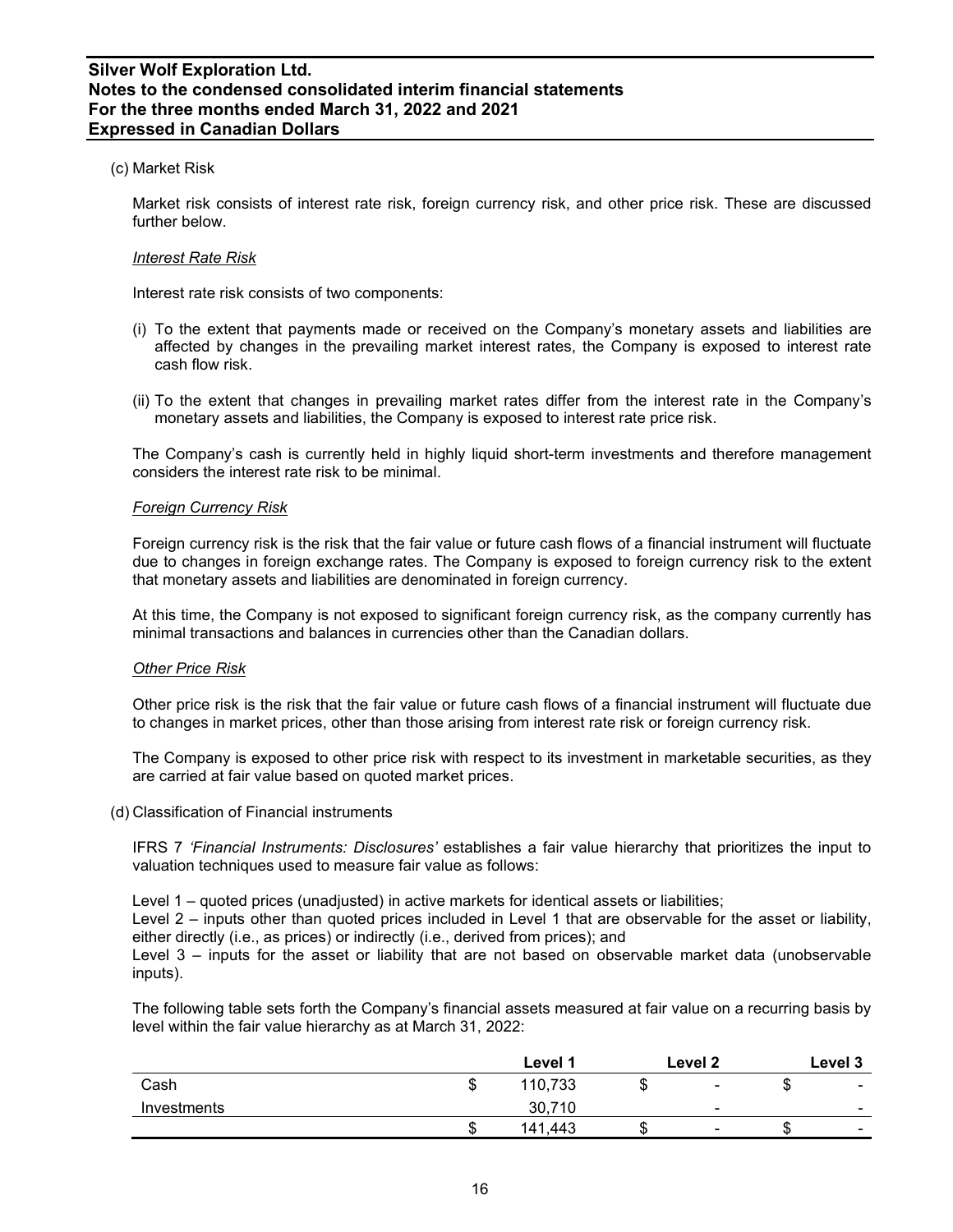(c) Market Risk

Market risk consists of interest rate risk, foreign currency risk, and other price risk. These are discussed further below.

*Interest Rate Risk*

Interest rate risk consists of two components:

(i) To the extent that payments made or received on the Company's monetary assets and liabilities are affected by changes in the prevailing market interest rates, the Company is exposed to interest rate cash flow risk.

(ii) To the extent that changes in prevailing market rates differ from the interest rate in the Company's monetary assets and liabilities, the Company is exposed to interest rate price risk.

The Company's cash is currently held in highly liquid short-term investments and therefore management considers the interest rate risk to be minimal.

*Foreign Currency Risk*

Foreign currency risk is the risk that the fair value or future cash flows of a financial instrument will fluctuate due to changes in foreign exchange rates. The Company is exposed to foreign currency risk to the extent that monetary assets and liabilities are denominated in foreign currency.

At this time, the Company is not exposed to significant foreign currency risk, as the company currently has minimal transactions and balances in currencies other than the Canadian dollars.

*Other Price Risk*

Other price risk is the risk that the fair value or future cash flows of a financial instrument will fluctuate due to changes in market prices, other than those arising from interest rate risk or foreign currency risk.

The Company is exposed to other price risk with respect to its investment in marketable securities, as they are carried at fair value based on quoted market prices.

(d) Classification of Financial instruments

IFRS 7 *'Financial Instruments: Disclosures'* establishes a fair value hierarchy that prioritizes the input to valuation techniques used to measure fair value as follows:

Level 1 – quoted prices (unadjusted) in active markets for identical assets or liabilities;
Level 2 – inputs other than quoted prices included in Level 1 that are observable for the asset or liability, either directly (i.e., as prices) or indirectly (i.e., derived from prices); and
Level 3 – inputs for the asset or liability that are not based on observable market data (unobservable inputs).

The following table sets forth the Company's financial assets measured at fair value on a recurring basis by level within the fair value hierarchy as at March 31, 2022:

| | Level 1 | Level 2 | Level 3 |
|---|---|---|---|
| Cash | $ 110,733 | $ - | $ - |
| Investments | 30,710 | - | - |
| | $ 141,443 | $ - | $ - |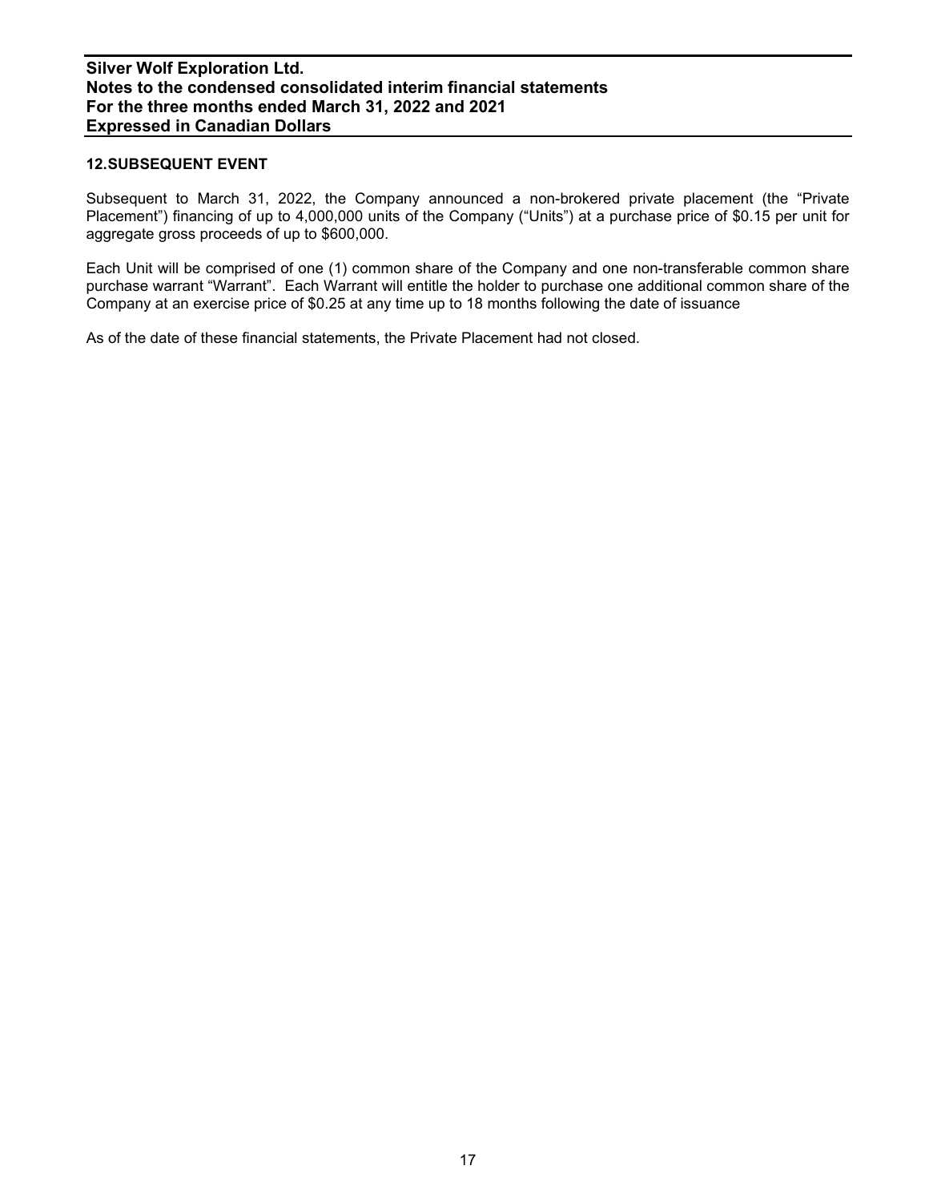## 12.SUBSEQUENT EVENT

Subsequent to March 31, 2022, the Company announced a non-brokered private placement (the “Private Placement”) financing of up to 4,000,000 units of the Company (“Units”) at a purchase price of $0.15 per unit for aggregate gross proceeds of up to $600,000.

Each Unit will be comprised of one (1) common share of the Company and one non-transferable common share purchase warrant “Warrant”. Each Warrant will entitle the holder to purchase one additional common share of the Company at an exercise price of $0.25 at any time up to 18 months following the date of issuance

As of the date of these financial statements, the Private Placement had not closed.